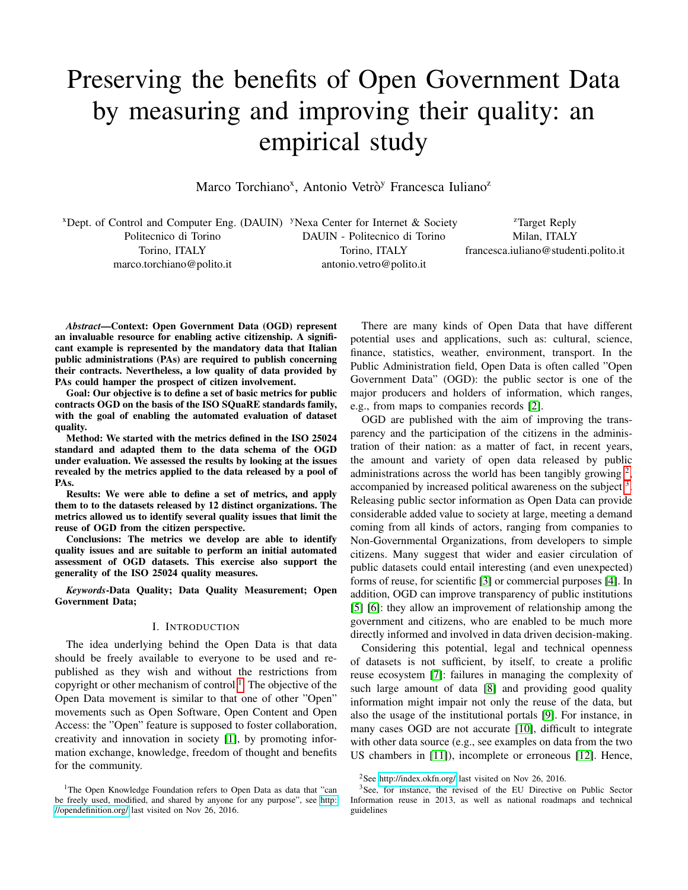# Preserving the benefits of Open Government Data by measuring and improving their quality: an empirical study

Marco Torchiano[x], Antonio Vetrò[y] Francesca Iuliano[z]

[x]Dept. of Control and Computer Eng. (DAUIN)
Politecnico di Torino
Torino, ITALY
marco.torchiano@polito.it

[y]Nexa Center for Internet & Society
DAUIN - Politecnico di Torino
Torino, ITALY
antonio.vetro@polito.it

[z]Target Reply
Milan, ITALY
francesca.iuliano@studenti.polito.it

***Abstract*—Context: Open Government Data (OGD) represent an invaluable resource for enabling active citizenship. A significant example is represented by the mandatory data that Italian public administrations (PAs) are required to publish concerning their contracts. Nevertheless, a low quality of data provided by PAs could hamper the prospect of citizen involvement.**

**Goal: Our objective is to define a set of basic metrics for public contracts OGD on the basis of the ISO SQuaRE standards family, with the goal of enabling the automated evaluation of dataset quality.**

**Method: We started with the metrics defined in the ISO 25024 standard and adapted them to the data schema of the OGD under evaluation. We assessed the results by looking at the issues revealed by the metrics applied to the data released by a pool of PAs.**

**Results: We were able to define a set of metrics, and apply them to to the datasets released by 12 distinct organizations. The metrics allowed us to identify several quality issues that limit the reuse of OGD from the citizen perspective.**

**Conclusions: The metrics we develop are able to identify quality issues and are suitable to perform an initial automated assessment of OGD datasets. This exercise also support the generality of the ISO 25024 quality measures.**

***Keywords*-Data Quality; Data Quality Measurement; Open Government Data;**

## I. Introduction

The idea underlying behind the Open Data is that data should be freely available to everyone to be used and republished as they wish and without the restrictions from copyright or other mechanism of control [1]. The objective of the Open Data movement is similar to that one of other "Open" movements such as Open Software, Open Content and Open Access: the "Open" feature is supposed to foster collaboration, creativity and innovation in society [1], by promoting information exchange, knowledge, freedom of thought and benefits for the community.

There are many kinds of Open Data that have different potential uses and applications, such as: cultural, science, finance, statistics, weather, environment, transport. In the Public Administration field, Open Data is often called "Open Government Data" (OGD): the public sector is one of the major producers and holders of information, which ranges, e.g., from maps to companies records [2].

OGD are published with the aim of improving the transparency and the participation of the citizens in the administration of their nation: as a matter of fact, in recent years, the amount and variety of open data released by public administrations across the world has been tangibly growing [2], accompanied by increased political awareness on the subject [3]. Releasing public sector information as Open Data can provide considerable added value to society at large, meeting a demand coming from all kinds of actors, ranging from companies to Non-Governmental Organizations, from developers to simple citizens. Many suggest that wider and easier circulation of public datasets could entail interesting (and even unexpected) forms of reuse, for scientific [3] or commercial purposes [4]. In addition, OGD can improve transparency of public institutions [5] [6]: they allow an improvement of relationship among the government and citizens, who are enabled to be much more directly informed and involved in data driven decision-making.

Considering this potential, legal and technical openness of datasets is not sufficient, by itself, to create a prolific reuse ecosystem [7]: failures in managing the complexity of such large amount of data [8] and providing good quality information might impair not only the reuse of the data, but also the usage of the institutional portals [9]. For instance, in many cases OGD are not accurate [10], difficult to integrate with other data source (e.g., see examples on data from the two US chambers in [11]), incomplete or erroneous [12]. Hence,

[1]The Open Knowledge Foundation refers to Open Data as data that "can be freely used, modified, and shared by anyone for any purpose", see http://opendefinition.org/ last visited on Nov 26, 2016.

[2]See http://index.okfn.org/ last visited on Nov 26, 2016.

[3]See, for instance, the revised of the EU Directive on Public Sector Information reuse in 2013, as well as national roadmaps and technical guidelines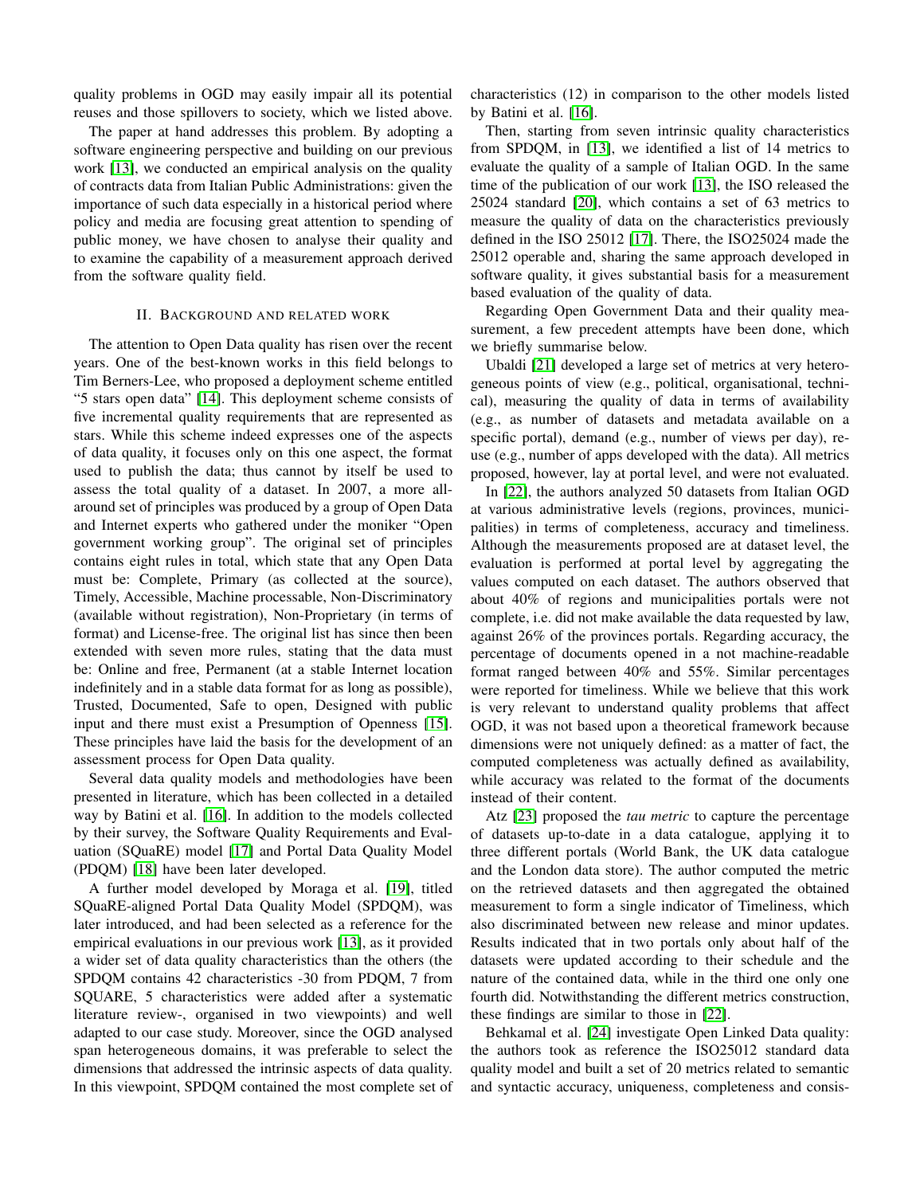quality problems in OGD may easily impair all its potential reuses and those spillovers to society, which we listed above.

The paper at hand addresses this problem. By adopting a software engineering perspective and building on our previous work [13], we conducted an empirical analysis on the quality of contracts data from Italian Public Administrations: given the importance of such data especially in a historical period where policy and media are focusing great attention to spending of public money, we have chosen to analyse their quality and to examine the capability of a measurement approach derived from the software quality field.

## II. Background and related work

The attention to Open Data quality has risen over the recent years. One of the best-known works in this field belongs to Tim Berners-Lee, who proposed a deployment scheme entitled "5 stars open data" [14]. This deployment scheme consists of five incremental quality requirements that are represented as stars. While this scheme indeed expresses one of the aspects of data quality, it focuses only on this one aspect, the format used to publish the data; thus cannot by itself be used to assess the total quality of a dataset. In 2007, a more all-around set of principles was produced by a group of Open Data and Internet experts who gathered under the moniker "Open government working group". The original set of principles contains eight rules in total, which state that any Open Data must be: Complete, Primary (as collected at the source), Timely, Accessible, Machine processable, Non-Discriminatory (available without registration), Non-Proprietary (in terms of format) and License-free. The original list has since then been extended with seven more rules, stating that the data must be: Online and free, Permanent (at a stable Internet location indefinitely and in a stable data format for as long as possible), Trusted, Documented, Safe to open, Designed with public input and there must exist a Presumption of Openness [15]. These principles have laid the basis for the development of an assessment process for Open Data quality.

Several data quality models and methodologies have been presented in literature, which has been collected in a detailed way by Batini et al. [16]. In addition to the models collected by their survey, the Software Quality Requirements and Evaluation (SQuaRE) model [17] and Portal Data Quality Model (PDQM) [18] have been later developed.

A further model developed by Moraga et al. [19], titled SQuaRE-aligned Portal Data Quality Model (SPDQM), was later introduced, and had been selected as a reference for the empirical evaluations in our previous work [13], as it provided a wider set of data quality characteristics than the others (the SPDQM contains 42 characteristics -30 from PDQM, 7 from SQUARE, 5 characteristics were added after a systematic literature review-, organised in two viewpoints) and well adapted to our case study. Moreover, since the OGD analysed span heterogeneous domains, it was preferable to select the dimensions that addressed the intrinsic aspects of data quality. In this viewpoint, SPDQM contained the most complete set of characteristics (12) in comparison to the other models listed by Batini et al. [16].

Then, starting from seven intrinsic quality characteristics from SPDQM, in [13], we identified a list of 14 metrics to evaluate the quality of a sample of Italian OGD. In the same time of the publication of our work [13], the ISO released the 25024 standard [20], which contains a set of 63 metrics to measure the quality of data on the characteristics previously defined in the ISO 25012 [17]. There, the ISO25024 made the 25012 operable and, sharing the same approach developed in software quality, it gives substantial basis for a measurement based evaluation of the quality of data.

Regarding Open Government Data and their quality measurement, a few precedent attempts have been done, which we briefly summarise below.

Ubaldi [21] developed a large set of metrics at very heterogeneous points of view (e.g., political, organisational, technical), measuring the quality of data in terms of availability (e.g., as number of datasets and metadata available on a specific portal), demand (e.g., number of views per day), reuse (e.g., number of apps developed with the data). All metrics proposed, however, lay at portal level, and were not evaluated.

In [22], the authors analyzed 50 datasets from Italian OGD at various administrative levels (regions, provinces, municipalities) in terms of completeness, accuracy and timeliness. Although the measurements proposed are at dataset level, the evaluation is performed at portal level by aggregating the values computed on each dataset. The authors observed that about 40% of regions and municipalities portals were not complete, i.e. did not make available the data requested by law, against 26% of the provinces portals. Regarding accuracy, the percentage of documents opened in a not machine-readable format ranged between 40% and 55%. Similar percentages were reported for timeliness. While we believe that this work is very relevant to understand quality problems that affect OGD, it was not based upon a theoretical framework because dimensions were not uniquely defined: as a matter of fact, the computed completeness was actually defined as availability, while accuracy was related to the format of the documents instead of their content.

Atz [23] proposed the *tau metric* to capture the percentage of datasets up-to-date in a data catalogue, applying it to three different portals (World Bank, the UK data catalogue and the London data store). The author computed the metric on the retrieved datasets and then aggregated the obtained measurement to form a single indicator of Timeliness, which also discriminated between new release and minor updates. Results indicated that in two portals only about half of the datasets were updated according to their schedule and the nature of the contained data, while in the third one only one fourth did. Notwithstanding the different metrics construction, these findings are similar to those in [22].

Behkamal et al. [24] investigate Open Linked Data quality: the authors took as reference the ISO25012 standard data quality model and built a set of 20 metrics related to semantic and syntactic accuracy, uniqueness, completeness and consis-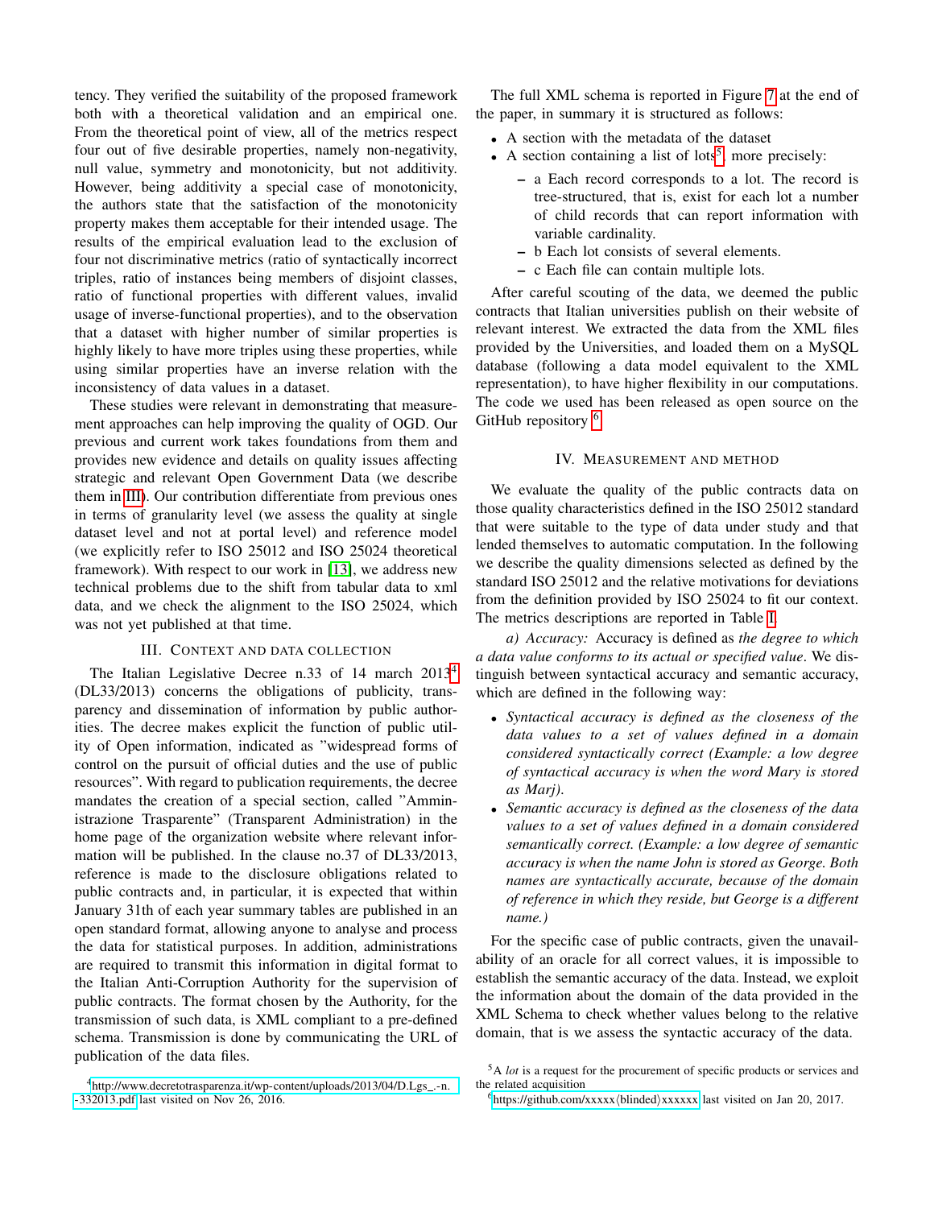tency. They verified the suitability of the proposed framework both with a theoretical validation and an empirical one. From the theoretical point of view, all of the metrics respect four out of five desirable properties, namely non-negativity, null value, symmetry and monotonicity, but not additivity. However, being additivity a special case of monotonicity, the authors state that the satisfaction of the monotonicity property makes them acceptable for their intended usage. The results of the empirical evaluation lead to the exclusion of four not discriminative metrics (ratio of syntactically incorrect triples, ratio of instances being members of disjoint classes, ratio of functional properties with different values, invalid usage of inverse-functional properties), and to the observation that a dataset with higher number of similar properties is highly likely to have more triples using these properties, while using similar properties have an inverse relation with the inconsistency of data values in a dataset.

These studies were relevant in demonstrating that measurement approaches can help improving the quality of OGD. Our previous and current work takes foundations from them and provides new evidence and details on quality issues affecting strategic and relevant Open Government Data (we describe them in III). Our contribution differentiate from previous ones in terms of granularity level (we assess the quality at single dataset level and not at portal level) and reference model (we explicitly refer to ISO 25012 and ISO 25024 theoretical framework). With respect to our work in [13], we address new technical problems due to the shift from tabular data to xml data, and we check the alignment to the ISO 25024, which was not yet published at that time.

## III. Context and Data Collection

The Italian Legislative Decree n.33 of 14 march 2013[4] (DL33/2013) concerns the obligations of publicity, transparency and dissemination of information by public authorities. The decree makes explicit the function of public utility of Open information, indicated as "widespread forms of control on the pursuit of official duties and the use of public resources". With regard to publication requirements, the decree mandates the creation of a special section, called "Amministrazione Trasparente" (Transparent Administration) in the home page of the organization website where relevant information will be published. In the clause no.37 of DL33/2013, reference is made to the disclosure obligations related to public contracts and, in particular, it is expected that within January 31th of each year summary tables are published in an open standard format, allowing anyone to analyse and process the data for statistical purposes. In addition, administrations are required to transmit this information in digital format to the Italian Anti-Corruption Authority for the supervision of public contracts. The format chosen by the Authority, for the transmission of such data, is XML compliant to a pre-defined schema. Transmission is done by communicating the URL of publication of the data files.

The full XML schema is reported in Figure 7 at the end of the paper, in summary it is structured as follows:

- A section with the metadata of the dataset
- A section containing a list of lots[5], more precisely:
  - a Each record corresponds to a lot. The record is tree-structured, that is, exist for each lot a number of child records that can report information with variable cardinality.
  - b Each lot consists of several elements.
  - c Each file can contain multiple lots.

After careful scouting of the data, we deemed the public contracts that Italian universities publish on their website of relevant interest. We extracted the data from the XML files provided by the Universities, and loaded them on a MySQL database (following a data model equivalent to the XML representation), to have higher flexibility in our computations. The code we used has been released as open source on the GitHub repository [6].

## IV. Measurement and Method

We evaluate the quality of the public contracts data on those quality characteristics defined in the ISO 25012 standard that were suitable to the type of data under study and that lended themselves to automatic computation. In the following we describe the quality dimensions selected as defined by the standard ISO 25012 and the relative motivations for deviations from the definition provided by ISO 25024 to fit our context. The metrics descriptions are reported in Table I.

*a) Accuracy:* Accuracy is defined as *the degree to which a data value conforms to its actual or specified value*. We distinguish between syntactical accuracy and semantic accuracy, which are defined in the following way:

- *Syntactical accuracy is defined as the closeness of the data values to a set of values defined in a domain considered syntactically correct (Example: a low degree of syntactical accuracy is when the word Mary is stored as Marj).*
- *Semantic accuracy is defined as the closeness of the data values to a set of values defined in a domain considered semantically correct. (Example: a low degree of semantic accuracy is when the name John is stored as George. Both names are syntactically accurate, because of the domain of reference in which they reside, but George is a different name.)*

For the specific case of public contracts, given the unavailability of an oracle for all correct values, it is impossible to establish the semantic accuracy of the data. Instead, we exploit the information about the domain of the data provided in the XML Schema to check whether values belong to the relative domain, that is we assess the syntactic accuracy of the data.

[4] http://www.decretotrasparenza.it/wp-content/uploads/2013/04/D.Lgs_.-n.-332013.pdf last visited on Nov 26, 2016.

[5] A *lot* is a request for the procurement of specific products or services and the related acquisition

[6] https://github.com/xxxxx⟨blinded⟩xxxxxx last visited on Jan 20, 2017.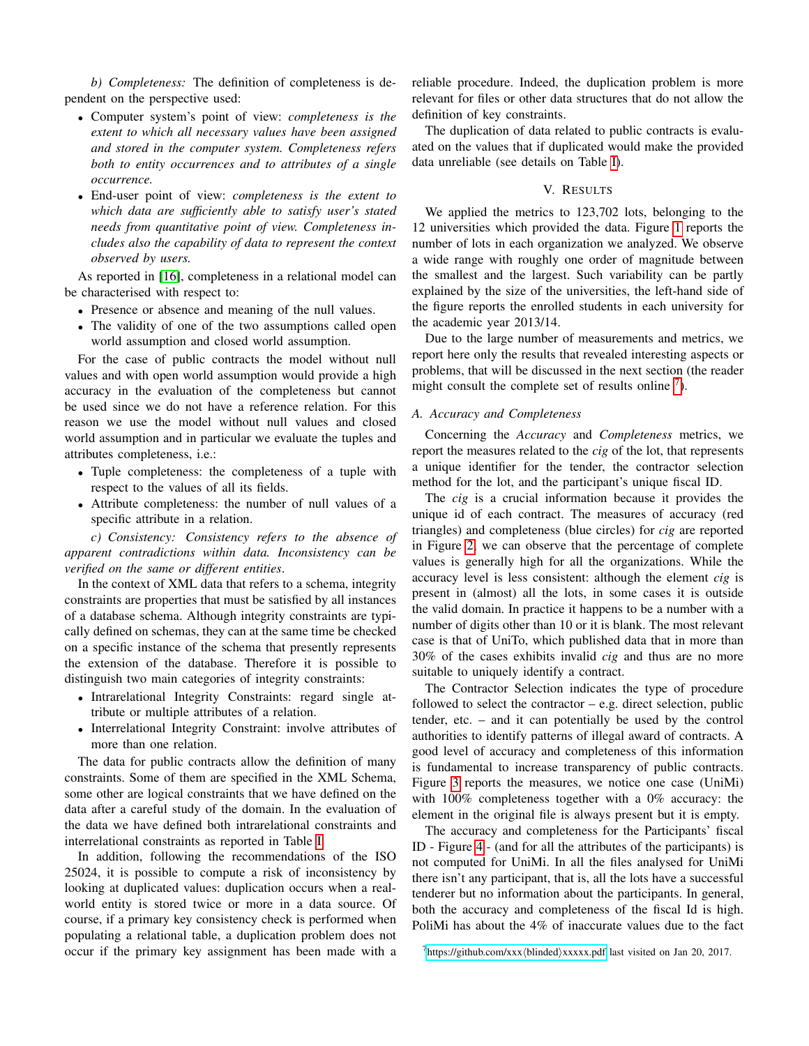*b) Completeness:* The definition of completeness is dependent on the perspective used:

- Computer system's point of view: *completeness is the extent to which all necessary values have been assigned and stored in the computer system. Completeness refers both to entity occurrences and to attributes of a single occurrence.*
- End-user point of view: *completeness is the extent to which data are sufficiently able to satisfy user's stated needs from quantitative point of view. Completeness includes also the capability of data to represent the context observed by users.*

As reported in [16], completeness in a relational model can be characterised with respect to:

- Presence or absence and meaning of the null values.
- The validity of one of the two assumptions called open world assumption and closed world assumption.

For the case of public contracts the model without null values and with open world assumption would provide a high accuracy in the evaluation of the completeness but cannot be used since we do not have a reference relation. For this reason we use the model without null values and closed world assumption and in particular we evaluate the tuples and attributes completeness, i.e.:

- Tuple completeness: the completeness of a tuple with respect to the values of all its fields.
- Attribute completeness: the number of null values of a specific attribute in a relation.

*c) Consistency: Consistency refers to the absence of apparent contradictions within data. Inconsistency can be verified on the same or different entities.*

In the context of XML data that refers to a schema, integrity constraints are properties that must be satisfied by all instances of a database schema. Although integrity constraints are typically defined on schemas, they can at the same time be checked on a specific instance of the schema that presently represents the extension of the database. Therefore it is possible to distinguish two main categories of integrity constraints:

- Intrarelational Integrity Constraints: regard single attribute or multiple attributes of a relation.
- Interrelational Integrity Constraint: involve attributes of more than one relation.

The data for public contracts allow the definition of many constraints. Some of them are specified in the XML Schema, some other are logical constraints that we have defined on the data after a careful study of the domain. In the evaluation of the data we have defined both intrarelational constraints and interrelational constraints as reported in Table I.

In addition, following the recommendations of the ISO 25024, it is possible to compute a risk of inconsistency by looking at duplicated values: duplication occurs when a real-world entity is stored twice or more in a data source. Of course, if a primary key consistency check is performed when populating a relational table, a duplication problem does not occur if the primary key assignment has been made with a reliable procedure. Indeed, the duplication problem is more relevant for files or other data structures that do not allow the definition of key constraints.

The duplication of data related to public contracts is evaluated on the values that if duplicated would make the provided data unreliable (see details on Table I).

## V. Results

We applied the metrics to 123,702 lots, belonging to the 12 universities which provided the data. Figure 1 reports the number of lots in each organization we analyzed. We observe a wide range with roughly one order of magnitude between the smallest and the largest. Such variability can be partly explained by the size of the universities, the left-hand side of the figure reports the enrolled students in each university for the academic year 2013/14.

Due to the large number of measurements and metrics, we report here only the results that revealed interesting aspects or problems, that will be discussed in the next section (the reader might consult the complete set of results online [7]).

### A. Accuracy and Completeness

Concerning the *Accuracy* and *Completeness* metrics, we report the measures related to the *cig* of the lot, that represents a unique identifier for the tender, the contractor selection method for the lot, and the participant's unique fiscal ID.

The *cig* is a crucial information because it provides the unique id of each contract. The measures of accuracy (red triangles) and completeness (blue circles) for *cig* are reported in Figure 2, we can observe that the percentage of complete values is generally high for all the organizations. While the accuracy level is less consistent: although the element *cig* is present in (almost) all the lots, in some cases it is outside the valid domain. In practice it happens to be a number with a number of digits other than 10 or it is blank. The most relevant case is that of UniTo, which published data that in more than 30% of the cases exhibits invalid *cig* and thus are no more suitable to uniquely identify a contract.

The Contractor Selection indicates the type of procedure followed to select the contractor – e.g. direct selection, public tender, etc. – and it can potentially be used by the control authorities to identify patterns of illegal award of contracts. A good level of accuracy and completeness of this information is fundamental to increase transparency of public contracts. Figure 3 reports the measures, we notice one case (UniMi) with 100% completeness together with a 0% accuracy: the element in the original file is always present but it is empty.

The accuracy and completeness for the Participants' fiscal ID - Figure 4 - (and for all the attributes of the participants) is not computed for UniMi. In all the files analysed for UniMi there isn't any participant, that is, all the lots have a successful tenderer but no information about the participants. In general, both the accuracy and completeness of the fiscal Id is high. PoliMi has about the 4% of inaccurate values due to the fact

[7] https://github.com/xxx⟨blinded⟩xxxxx.pdf last visited on Jan 20, 2017.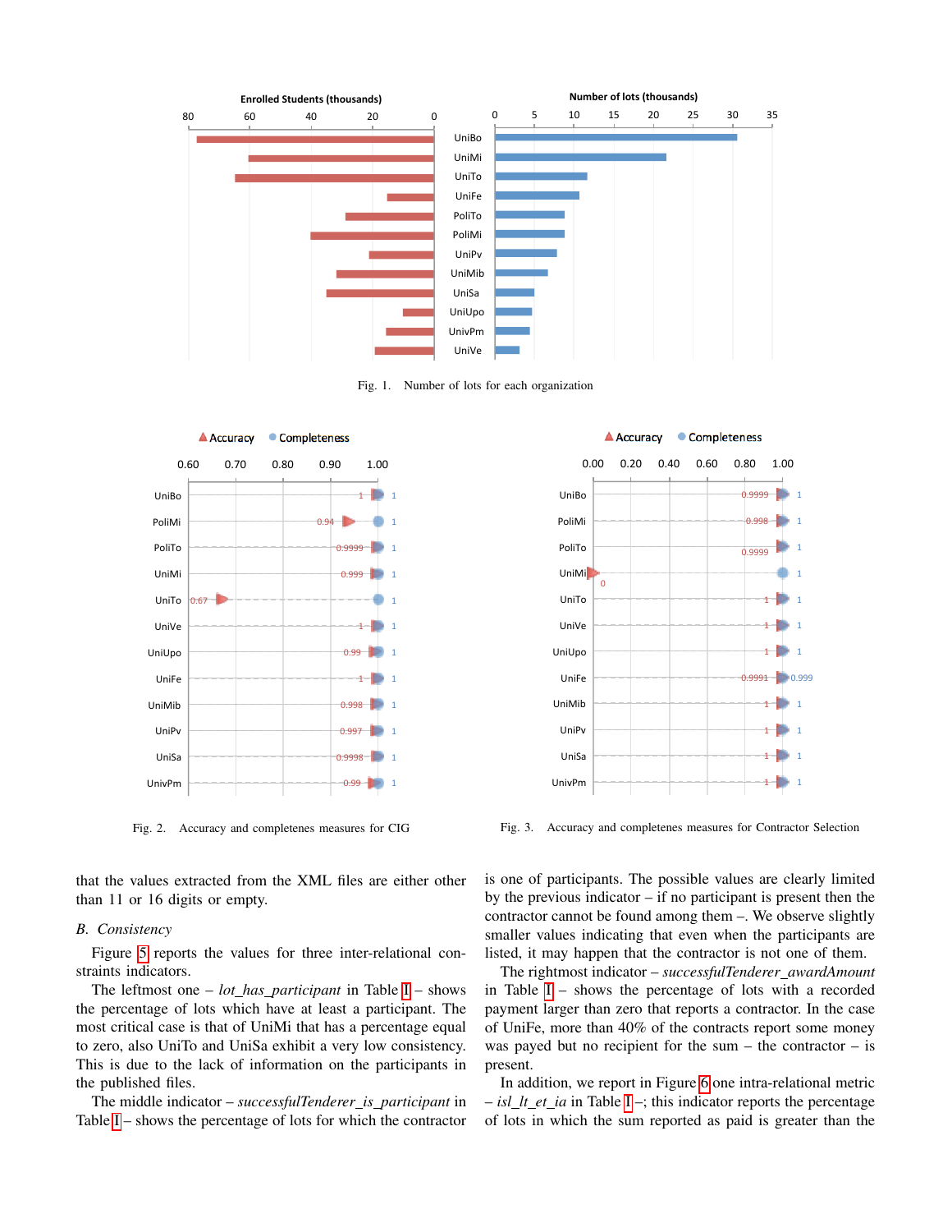Fig. 1. Number of lots for each organization

Fig. 2. Accuracy and completenes measures for CIG

Fig. 3. Accuracy and completenes measures for Contractor Selection

that the values extracted from the XML files are either other than 11 or 16 digits or empty.

### B. Consistency

Figure 5 reports the values for three inter-relational constraints indicators.

The leftmost one – *lot_has_participant* in Table I – shows the percentage of lots which have at least a participant. The most critical case is that of UniMi that has a percentage equal to zero, also UniTo and UniSa exhibit a very low consistency. This is due to the lack of information on the participants in the published files.

The middle indicator – *successfulTenderer_is_participant* in Table I – shows the percentage of lots for which the contractor is one of participants. The possible values are clearly limited by the previous indicator – if no participant is present then the contractor cannot be found among them –. We observe slightly smaller values indicating that even when the participants are listed, it may happen that the contractor is not one of them.

The rightmost indicator – *successfulTenderer_awardAmount* in Table I – shows the percentage of lots with a recorded payment larger than zero that reports a contractor. In the case of UniFe, more than 40% of the contracts report some money was payed but no recipient for the sum – the contractor – is present.

In addition, we report in Figure 6 one intra-relational metric – *isl_lt_et_ia* in Table I –; this indicator reports the percentage of lots in which the sum reported as paid is greater than the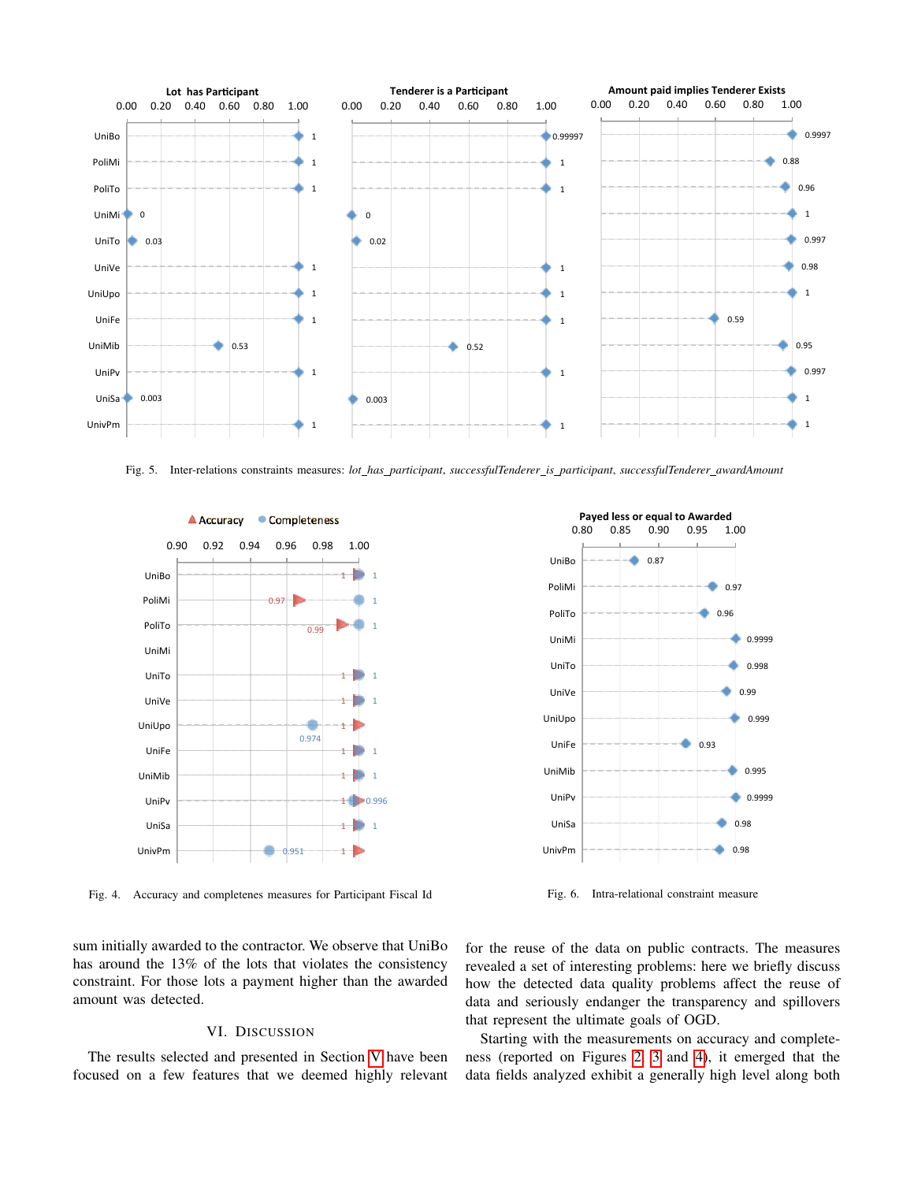Fig. 5. Inter-relations constraints measures: *lot_has_participant*, *successfulTenderer_is_participant*, *successfulTenderer_awardAmount*

Fig. 4. Accuracy and completenes measures for Participant Fiscal Id

Fig. 6. Intra-relational constraint measure

sum initially awarded to the contractor. We observe that UniBo has around the 13% of the lots that violates the consistency constraint. For those lots a payment higher than the awarded amount was detected.

## VI. Discussion

The results selected and presented in Section V have been focused on a few features that we deemed highly relevant for the reuse of the data on public contracts. The measures revealed a set of interesting problems: here we briefly discuss how the detected data quality problems affect the reuse of data and seriously endanger the transparency and spillovers that represent the ultimate goals of OGD.

Starting with the measurements on accuracy and completeness (reported on Figures 2, 3 and 4), it emerged that the data fields analyzed exhibit a generally high level along both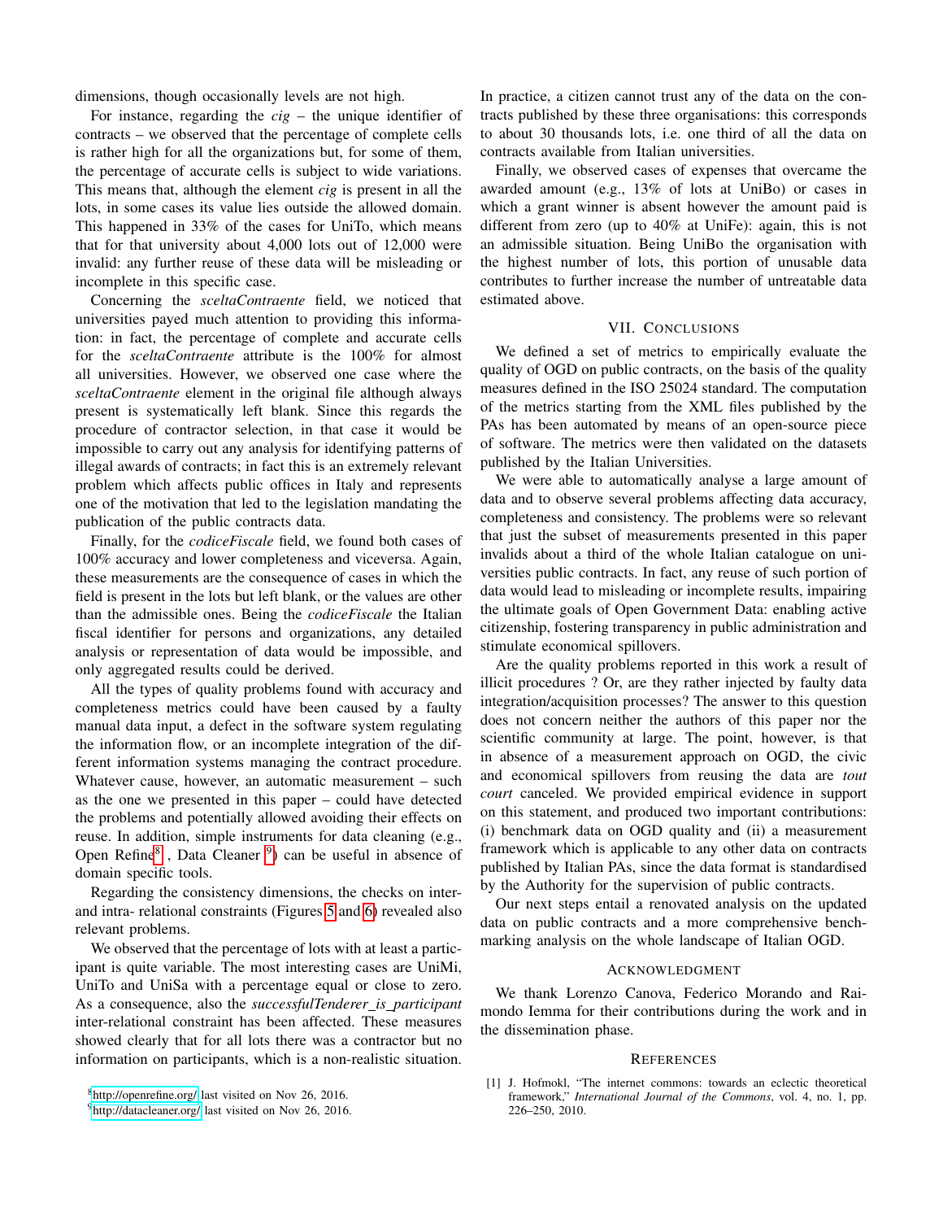dimensions, though occasionally levels are not high.

For instance, regarding the *cig* – the unique identifier of contracts – we observed that the percentage of complete cells is rather high for all the organizations but, for some of them, the percentage of accurate cells is subject to wide variations. This means that, although the element *cig* is present in all the lots, in some cases its value lies outside the allowed domain. This happened in 33% of the cases for UniTo, which means that for that university about 4,000 lots out of 12,000 were invalid: any further reuse of these data will be misleading or incomplete in this specific case.

Concerning the *sceltaContraente* field, we noticed that universities payed much attention to providing this information: in fact, the percentage of complete and accurate cells for the *sceltaContraente* attribute is the 100% for almost all universities. However, we observed one case where the *sceltaContraente* element in the original file although always present is systematically left blank. Since this regards the procedure of contractor selection, in that case it would be impossible to carry out any analysis for identifying patterns of illegal awards of contracts; in fact this is an extremely relevant problem which affects public offices in Italy and represents one of the motivation that led to the legislation mandating the publication of the public contracts data.

Finally, for the *codiceFiscale* field, we found both cases of 100% accuracy and lower completeness and viceversa. Again, these measurements are the consequence of cases in which the field is present in the lots but left blank, or the values are other than the admissible ones. Being the *codiceFiscale* the Italian fiscal identifier for persons and organizations, any detailed analysis or representation of data would be impossible, and only aggregated results could be derived.

All the types of quality problems found with accuracy and completeness metrics could have been caused by a faulty manual data input, a defect in the software system regulating the information flow, or an incomplete integration of the different information systems managing the contract procedure. Whatever cause, however, an automatic measurement – such as the one we presented in this paper – could have detected the problems and potentially allowed avoiding their effects on reuse. In addition, simple instruments for data cleaning (e.g., Open Refine[8] , Data Cleaner [9]) can be useful in absence of domain specific tools.

Regarding the consistency dimensions, the checks on inter- and intra- relational constraints (Figures 5 and 6) revealed also relevant problems.

We observed that the percentage of lots with at least a participant is quite variable. The most interesting cases are UniMi, UniTo and UniSa with a percentage equal or close to zero. As a consequence, also the *successfulTenderer_is_participant* inter-relational constraint has been affected. These measures showed clearly that for all lots there was a contractor but no information on participants, which is a non-realistic situation. In practice, a citizen cannot trust any of the data on the contracts published by these three organisations: this corresponds to about 30 thousands lots, i.e. one third of all the data on contracts available from Italian universities.

Finally, we observed cases of expenses that overcame the awarded amount (e.g., 13% of lots at UniBo) or cases in which a grant winner is absent however the amount paid is different from zero (up to 40% at UniFe): again, this is not an admissible situation. Being UniBo the organisation with the highest number of lots, this portion of unusable data contributes to further increase the number of untreatable data estimated above.

## VII. Conclusions

We defined a set of metrics to empirically evaluate the quality of OGD on public contracts, on the basis of the quality measures defined in the ISO 25024 standard. The computation of the metrics starting from the XML files published by the PAs has been automated by means of an open-source piece of software. The metrics were then validated on the datasets published by the Italian Universities.

We were able to automatically analyse a large amount of data and to observe several problems affecting data accuracy, completeness and consistency. The problems were so relevant that just the subset of measurements presented in this paper invalids about a third of the whole Italian catalogue on universities public contracts. In fact, any reuse of such portion of data would lead to misleading or incomplete results, impairing the ultimate goals of Open Government Data: enabling active citizenship, fostering transparency in public administration and stimulate economical spillovers.

Are the quality problems reported in this work a result of illicit procedures ? Or, are they rather injected by faulty data integration/acquisition processes? The answer to this question does not concern neither the authors of this paper nor the scientific community at large. The point, however, is that in absence of a measurement approach on OGD, the civic and economical spillovers from reusing the data are *tout court* canceled. We provided empirical evidence in support on this statement, and produced two important contributions: (i) benchmark data on OGD quality and (ii) a measurement framework which is applicable to any other data on contracts published by Italian PAs, since the data format is standardised by the Authority for the supervision of public contracts.

Our next steps entail a renovated analysis on the updated data on public contracts and a more comprehensive benchmarking analysis on the whole landscape of Italian OGD.

## Acknowledgment

We thank Lorenzo Canova, Federico Morando and Raimondo Iemma for their contributions during the work and in the dissemination phase.

## References

[1] J. Hofmokl, "The internet commons: towards an eclectic theoretical framework," *International Journal of the Commons*, vol. 4, no. 1, pp. 226–250, 2010.

---

[8] http://openrefine.org/ last visited on Nov 26, 2016.

[9] http://datacleaner.org/ last visited on Nov 26, 2016.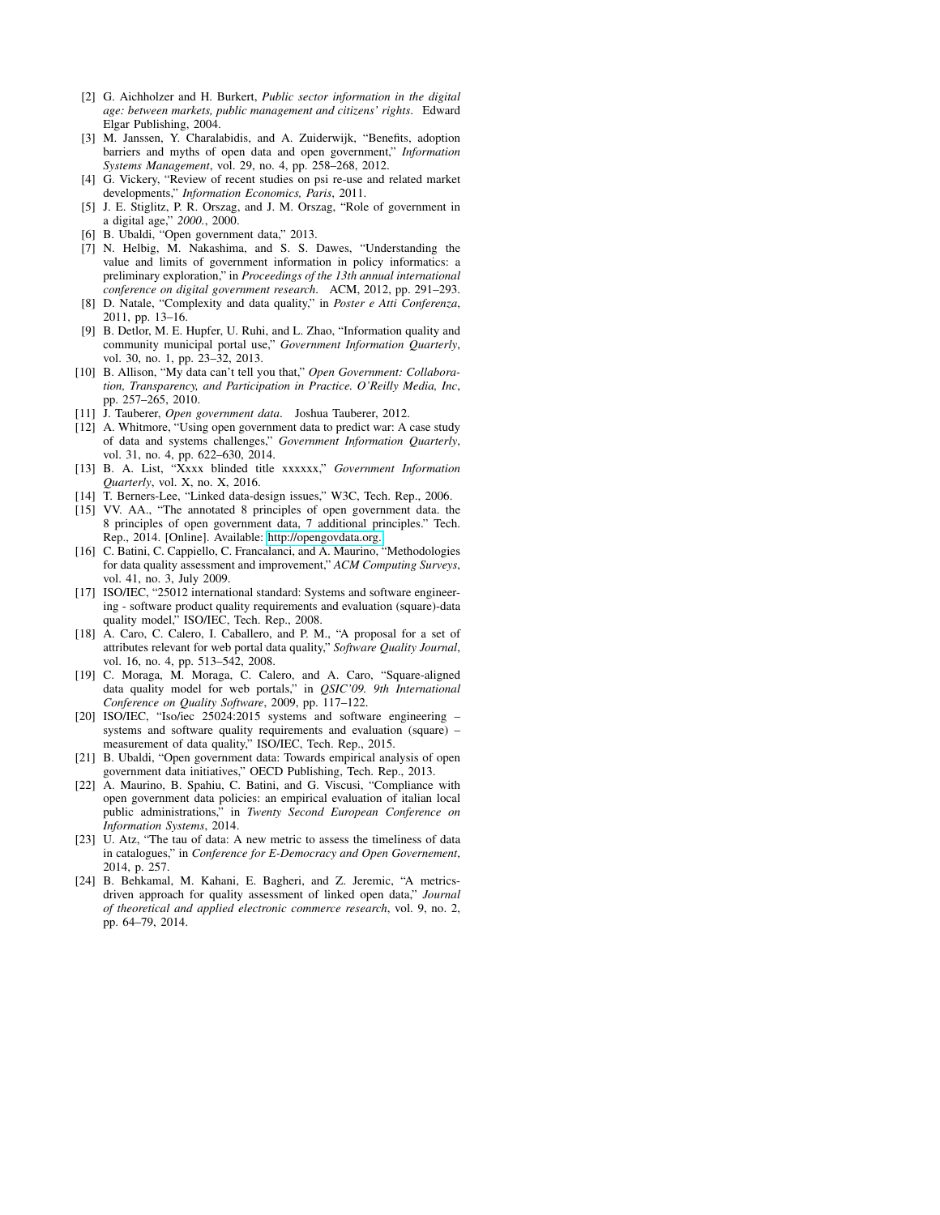[2] G. Aichholzer and H. Burkert, *Public sector information in the digital age: between markets, public management and citizens' rights*. Edward Elgar Publishing, 2004.

[3] M. Janssen, Y. Charalabidis, and A. Zuiderwijk, "Benefits, adoption barriers and myths of open data and open government," *Information Systems Management*, vol. 29, no. 4, pp. 258–268, 2012.

[4] G. Vickery, "Review of recent studies on psi re-use and related market developments," *Information Economics, Paris*, 2011.

[5] J. E. Stiglitz, P. R. Orszag, and J. M. Orszag, "Role of government in a digital age," *2000.*, 2000.

[6] B. Ubaldi, "Open government data," 2013.

[7] N. Helbig, M. Nakashima, and S. S. Dawes, "Understanding the value and limits of government information in policy informatics: a preliminary exploration," in *Proceedings of the 13th annual international conference on digital government research*. ACM, 2012, pp. 291–293.

[8] D. Natale, "Complexity and data quality," in *Poster e Atti Conferenza*, 2011, pp. 13–16.

[9] B. Detlor, M. E. Hupfer, U. Ruhi, and L. Zhao, "Information quality and community municipal portal use," *Government Information Quarterly*, vol. 30, no. 1, pp. 23–32, 2013.

[10] B. Allison, "My data can't tell you that," *Open Government: Collaboration, Transparency, and Participation in Practice. O'Reilly Media, Inc*, pp. 257–265, 2010.

[11] J. Tauberer, *Open government data*. Joshua Tauberer, 2012.

[12] A. Whitmore, "Using open government data to predict war: A case study of data and systems challenges," *Government Information Quarterly*, vol. 31, no. 4, pp. 622–630, 2014.

[13] B. A. List, "Xxxx blinded title xxxxxx," *Government Information Quarterly*, vol. X, no. X, 2016.

[14] T. Berners-Lee, "Linked data-design issues," W3C, Tech. Rep., 2006.

[15] VV. AA., "The annotated 8 principles of open government data. the 8 principles of open government data, 7 additional principles." Tech. Rep., 2014. [Online]. Available: http://opengovdata.org.

[16] C. Batini, C. Cappiello, C. Francalanci, and A. Maurino, "Methodologies for data quality assessment and improvement," *ACM Computing Surveys*, vol. 41, no. 3, July 2009.

[17] ISO/IEC, "25012 international standard: Systems and software engineering - software product quality requirements and evaluation (square)-data quality model," ISO/IEC, Tech. Rep., 2008.

[18] A. Caro, C. Calero, I. Caballero, and P. M., "A proposal for a set of attributes relevant for web portal data quality," *Software Quality Journal*, vol. 16, no. 4, pp. 513–542, 2008.

[19] C. Moraga, M. Moraga, C. Calero, and A. Caro, "Square-aligned data quality model for web portals," in *QSIC'09. 9th International Conference on Quality Software*, 2009, pp. 117–122.

[20] ISO/IEC, "Iso/iec 25024:2015 systems and software engineering – systems and software quality requirements and evaluation (square) – measurement of data quality," ISO/IEC, Tech. Rep., 2015.

[21] B. Ubaldi, "Open government data: Towards empirical analysis of open government data initiatives," OECD Publishing, Tech. Rep., 2013.

[22] A. Maurino, B. Spahiu, C. Batini, and G. Viscusi, "Compliance with open government data policies: an empirical evaluation of italian local public administrations," in *Twenty Second European Conference on Information Systems*, 2014.

[23] U. Atz, "The tau of data: A new metric to assess the timeliness of data in catalogues," in *Conference for E-Democracy and Open Governement*, 2014, p. 257.

[24] B. Behkamal, M. Kahani, E. Bagheri, and Z. Jeremic, "A metrics-driven approach for quality assessment of linked open data," *Journal of theoretical and applied electronic commerce research*, vol. 9, no. 2, pp. 64–79, 2014.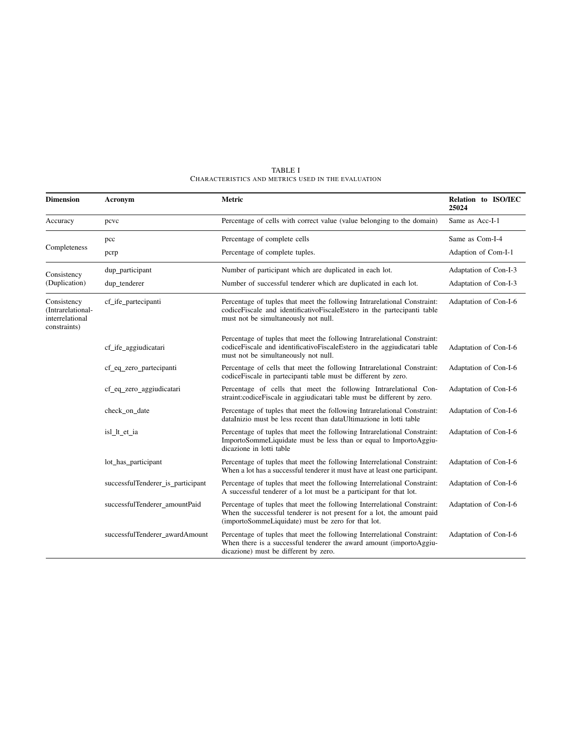TABLE I

CHARACTERISTICS AND METRICS USED IN THE EVALUATION

| Dimension | Acronym | Metric | Relation to ISO/IEC 25024 |
|---|---|---|---|
| Accuracy | pcvc | Percentage of cells with correct value (value belonging to the domain) | Same as Acc-I-1 |
| Completeness | pcc | Percentage of complete cells | Same as Com-I-4 |
| | pcrp | Percentage of complete tuples. | Adaption of Com-I-1 |
| Consistency (Duplication) | dup_participant | Number of participant which are duplicated in each lot. | Adaptation of Con-I-3 |
| | dup_tenderer | Number of successful tenderer which are duplicated in each lot. | Adaptation of Con-I-3 |
| Consistency (Intrarelational-interrelational constraints) | cf_ife_partecipanti | Percentage of tuples that meet the following Intrarelational Constraint: codiceFiscale and identificativoFiscaleEstero in the partecipanti table must not be simultaneously not null. | Adaptation of Con-I-6 |
| | cf_ife_aggiudicatari | Percentage of tuples that meet the following Intrarelational Constraint: codiceFiscale and identificativoFiscaleEstero in the aggiudicatari table must not be simultaneously not null. | Adaptation of Con-I-6 |
| | cf_eq_zero_partecipanti | Percentage of cells that meet the following Intrarelational Constraint: codiceFiscale in partecipanti table must be different by zero. | Adaptation of Con-I-6 |
| | cf_eq_zero_aggiudicatari | Percentage of cells that meet the following Intrarelational Constraint:codiceFiscale in aggiudicatari table must be different by zero. | Adaptation of Con-I-6 |
| | check_on_date | Percentage of tuples that meet the following Intrarelational Constraint: dataInizio must be less recent than dataUltimazione in lotti table | Adaptation of Con-I-6 |
| | isl_lt_et_ia | Percentage of tuples that meet the following Intrarelational Constraint: ImportoSommeLiquidate must be less than or equal to ImportoAggiudicazione in lotti table | Adaptation of Con-I-6 |
| | lot_has_participant | Percentage of tuples that meet the following Interrelational Constraint: When a lot has a successful tenderer it must have at least one participant. | Adaptation of Con-I-6 |
| | successfulTenderer_is_participant | Percentage of tuples that meet the following Interrelational Constraint: A successful tenderer of a lot must be a participant for that lot. | Adaptation of Con-I-6 |
| | successfulTenderer_amountPaid | Percentage of tuples that meet the following Interrelational Constraint: When the successful tenderer is not present for a lot, the amount paid (importoSommeLiquidate) must be zero for that lot. | Adaptation of Con-I-6 |
| | successfulTenderer_awardAmount | Percentage of tuples that meet the following Interrelational Constraint: When there is a successful tenderer the award amount (importoAggiudicazione) must be different by zero. | Adaptation of Con-I-6 |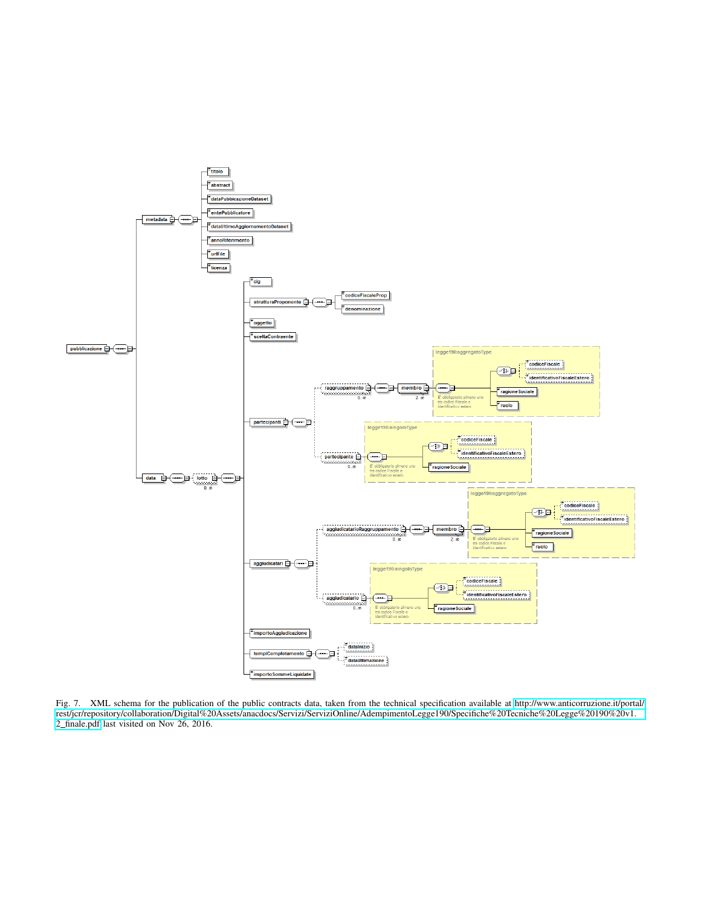pubblicazione

metadata

titolo

abstract

dataPubblicazioneDataset

entePubblicatore

dataUltimoAggiornamentoDataset

annoRiferimento

urlFile

licenza

data

lotto

0..∞

cig

strutturaProponente

codiceFiscaleProp

denominazione

oggetto

sceltaContraente

partecipanti

raggruppamento

0..∞

membro

2..∞

legge190:aggregatoType

codiceFiscale

identificativoFiscaleEstero

ragioneSociale

ruolo

E' obbligatorio almeno uno tra codice Fiscale e identificativo estero

partecipante

0..∞

legge190:singoloType

codiceFiscale

identificativoFiscaleEstero

ragioneSociale

E' obbligatorio almeno uno tra codice Fiscale e identificativo estero

aggiudicatari

aggiudicatarioRaggruppamento

0..∞

membro

2..∞

legge190:aggregatoType

codiceFiscale

identificativoFiscaleEstero

ragioneSociale

ruolo

E' obbligatorio almeno uno tra codice Fiscale e identificativo estero

aggiudicatario

0..∞

legge190:singoloType

codiceFiscale

identificativoFiscaleEstero

ragioneSociale

E' obbligatorio almeno uno tra codice Fiscale e identificativo estero

importoAggiudicazione

tempiCompletamento

dataInizio

dataUltimazione

importoSommeLiquidate

Fig. 7. XML schema for the publication of the public contracts data, taken from the technical specification available at http://www.anticorruzione.it/portal/rest/jcr/repository/collaboration/Digital%20Assets/anacdocs/Servizi/ServiziOnline/AdempimentoLegge190/Specifiche%20Tecniche%20Legge%20190%20v1.2_finale.pdf last visited on Nov 26, 2016.